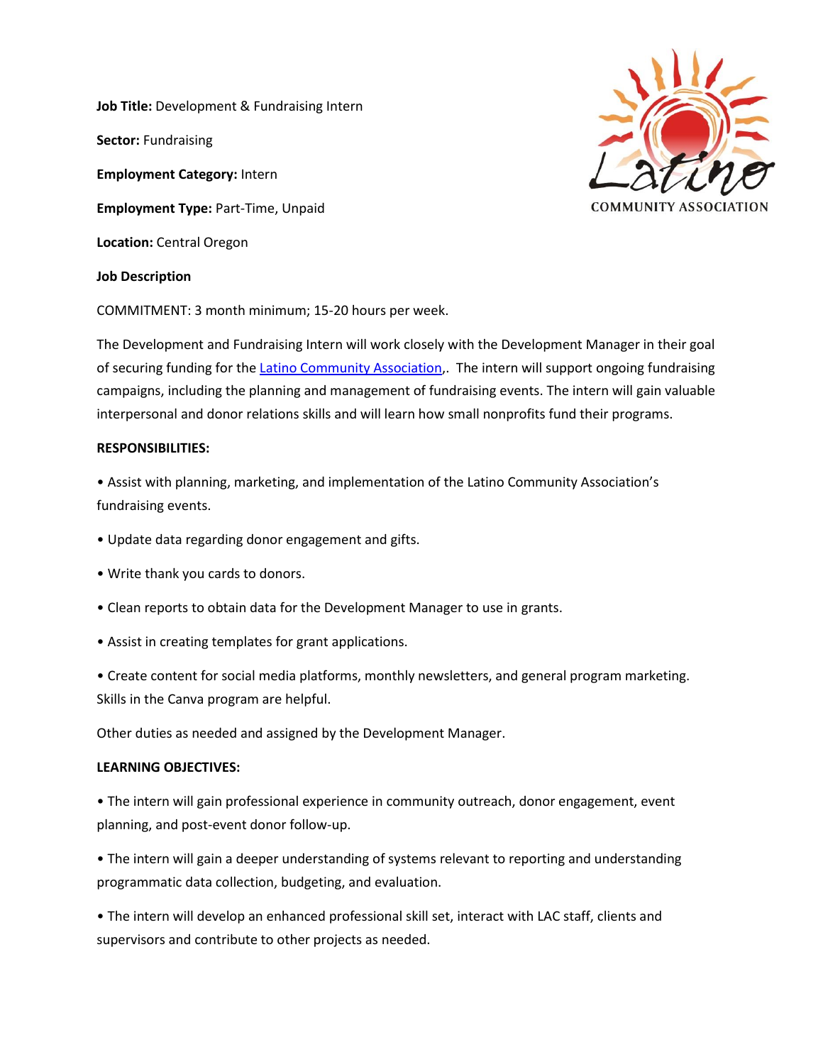**Job Title:** Development & Fundraising Intern

**Sector:** Fundraising

**Employment Category:** Intern

**Employment Type:** Part-Time, Unpaid

**Location:** Central Oregon

**Job Description**

COMMITMENT: 3 month minimum; 15-20 hours per week.

The Development and Fundraising Intern will work closely with the Development Manager in their goal of securing funding for the Latino Community Association,. The intern will support ongoing fundraising campaigns, including the planning and management of fundraising events. The intern will gain valuable interpersonal and donor relations skills and will learn how small nonprofits fund their programs.

**RESPONSIBILITIES:**

- Assist with planning, marketing, and implementation of the Latino Community Association's fundraising events.
- Update data regarding donor engagement and gifts.
- Write thank you cards to donors.
- Clean reports to obtain data for the Development Manager to use in grants.
- Assist in creating templates for grant applications.
- Create content for social media platforms, monthly newsletters, and general program marketing. Skills in the Canva program are helpful.

Other duties as needed and assigned by the Development Manager.

**LEARNING OBJECTIVES:**

- The intern will gain professional experience in community outreach, donor engagement, event planning, and post-event donor follow-up.
- The intern will gain a deeper understanding of systems relevant to reporting and understanding programmatic data collection, budgeting, and evaluation.
- The intern will develop an enhanced professional skill set, interact with LAC staff, clients and supervisors and contribute to other projects as needed.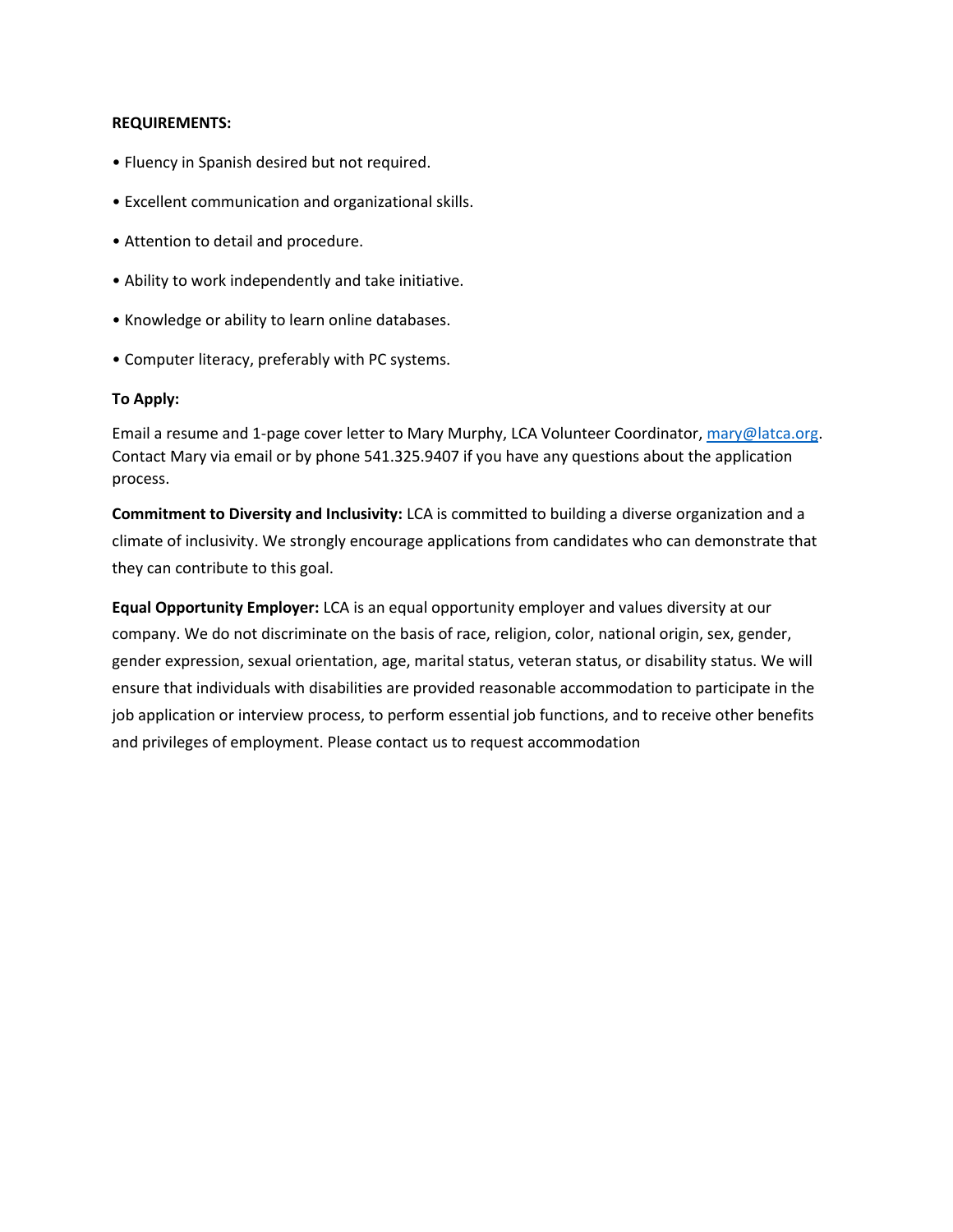**REQUIREMENTS:**

- Fluency in Spanish desired but not required.
- Excellent communication and organizational skills.
- Attention to detail and procedure.
- Ability to work independently and take initiative.
- Knowledge or ability to learn online databases.
- Computer literacy, preferably with PC systems.

**To Apply:**

Email a resume and 1-page cover letter to Mary Murphy, LCA Volunteer Coordinator, mary@latca.org. Contact Mary via email or by phone 541.325.9407 if you have any questions about the application process.

**Commitment to Diversity and Inclusivity:** LCA is committed to building a diverse organization and a climate of inclusivity. We strongly encourage applications from candidates who can demonstrate that they can contribute to this goal.

**Equal Opportunity Employer:** LCA is an equal opportunity employer and values diversity at our company. We do not discriminate on the basis of race, religion, color, national origin, sex, gender, gender expression, sexual orientation, age, marital status, veteran status, or disability status. We will ensure that individuals with disabilities are provided reasonable accommodation to participate in the job application or interview process, to perform essential job functions, and to receive other benefits and privileges of employment. Please contact us to request accommodation